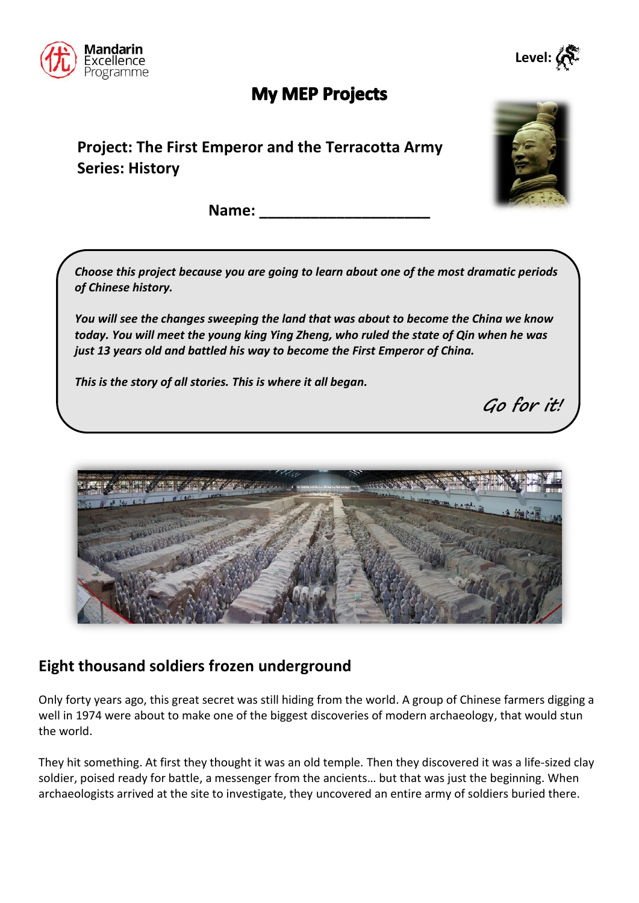Mandarin Excellence Programme

Level:

# My MEP Projects

**Project: The First Emperor and the Terracotta Army**
**Series: History**

**Name: ____________________**

***Choose this project because you are going to learn about one of the most dramatic periods of Chinese history.***

***You will see the changes sweeping the land that was about to become the China we know today. You will meet the young king Ying Zheng, who ruled the state of Qin when he was just 13 years old and battled his way to become the First Emperor of China.***

***This is the story of all stories. This is where it all began.***

*Go for it!*

## Eight thousand soldiers frozen underground

Only forty years ago, this great secret was still hiding from the world. A group of Chinese farmers digging a well in 1974 were about to make one of the biggest discoveries of modern archaeology, that would stun the world.

They hit something. At first they thought it was an old temple. Then they discovered it was a life-sized clay soldier, poised ready for battle, a messenger from the ancients… but that was just the beginning. When archaeologists arrived at the site to investigate, they uncovered an entire army of soldiers buried there.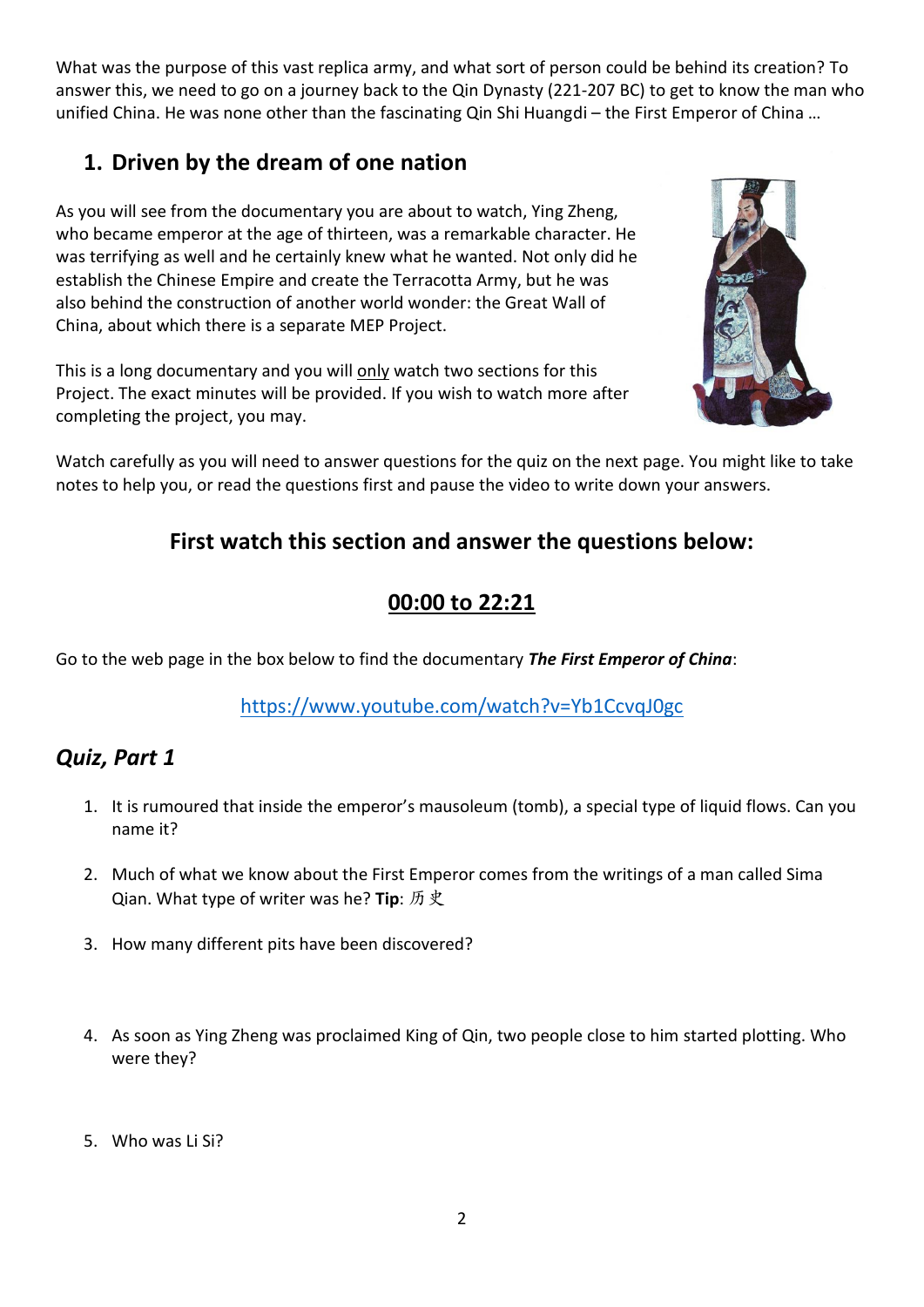What was the purpose of this vast replica army, and what sort of person could be behind its creation? To answer this, we need to go on a journey back to the Qin Dynasty (221-207 BC) to get to know the man who unified China. He was none other than the fascinating Qin Shi Huangdi – the First Emperor of China …

## 1. Driven by the dream of one nation

As you will see from the documentary you are about to watch, Ying Zheng, who became emperor at the age of thirteen, was a remarkable character. He was terrifying as well and he certainly knew what he wanted. Not only did he establish the Chinese Empire and create the Terracotta Army, but he was also behind the construction of another world wonder: the Great Wall of China, about which there is a separate MEP Project.

This is a long documentary and you will only watch two sections for this Project. The exact minutes will be provided. If you wish to watch more after completing the project, you may.

Watch carefully as you will need to answer questions for the quiz on the next page. You might like to take notes to help you, or read the questions first and pause the video to write down your answers.

### First watch this section and answer the questions below:

### 00:00 to 22:21

Go to the web page in the box below to find the documentary ***The First Emperor of China***:

https://www.youtube.com/watch?v=Yb1CcvqJ0gc

## *Quiz, Part 1*

1. It is rumoured that inside the emperor's mausoleum (tomb), a special type of liquid flows. Can you name it?

2. Much of what we know about the First Emperor comes from the writings of a man called Sima Qian. What type of writer was he? **Tip**: 历史

3. How many different pits have been discovered?

4. As soon as Ying Zheng was proclaimed King of Qin, two people close to him started plotting. Who were they?

5. Who was Li Si?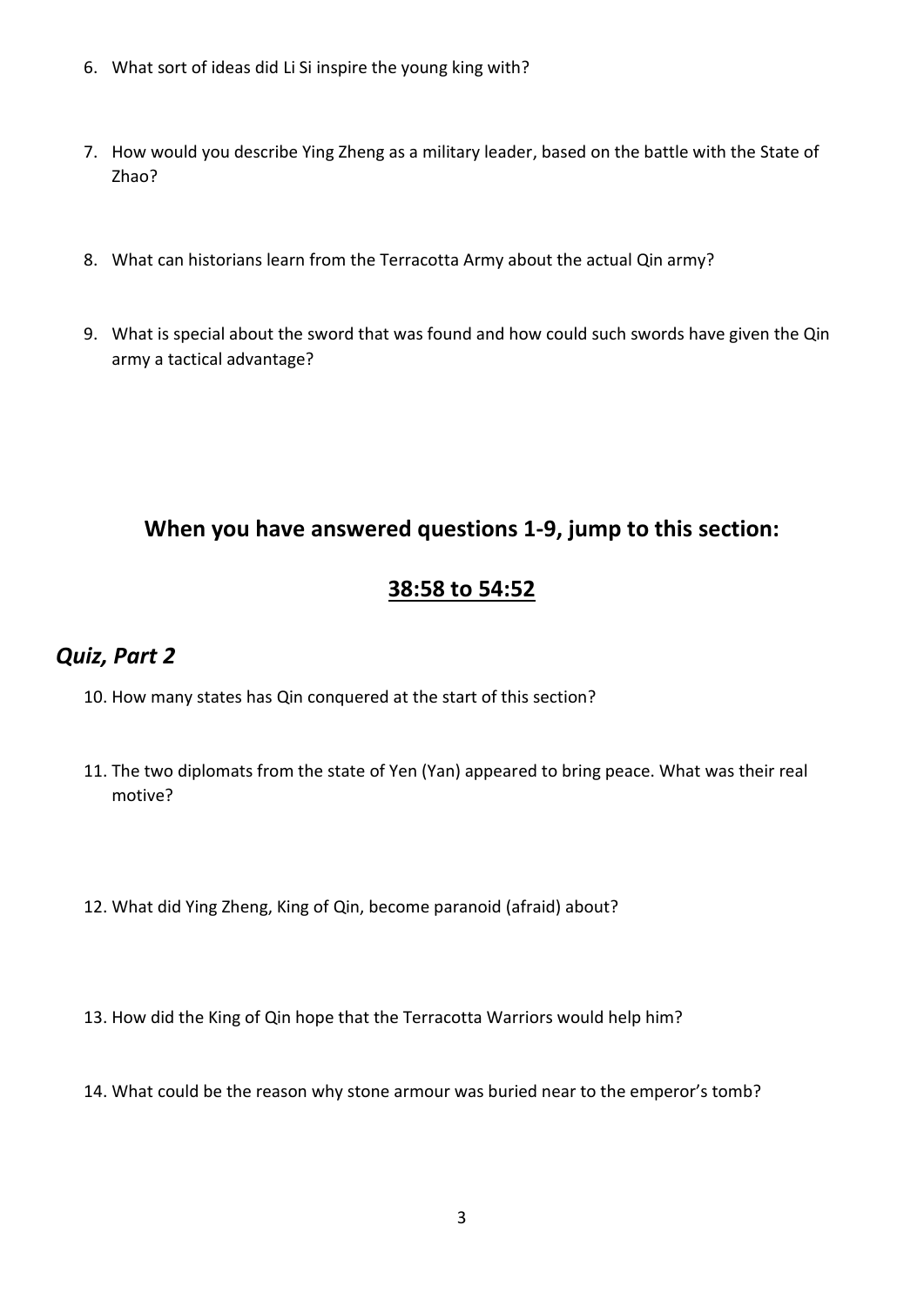6. What sort of ideas did Li Si inspire the young king with?

7. How would you describe Ying Zheng as a military leader, based on the battle with the State of Zhao?

8. What can historians learn from the Terracotta Army about the actual Qin army?

9. What is special about the sword that was found and how could such swords have given the Qin army a tactical advantage?

## When you have answered questions 1-9, jump to this section:

## <u>38:58 to 54:52</u>

## *Quiz, Part 2*

10. How many states has Qin conquered at the start of this section?

11. The two diplomats from the state of Yen (Yan) appeared to bring peace. What was their real motive?

12. What did Ying Zheng, King of Qin, become paranoid (afraid) about?

13. How did the King of Qin hope that the Terracotta Warriors would help him?

14. What could be the reason why stone armour was buried near to the emperor's tomb?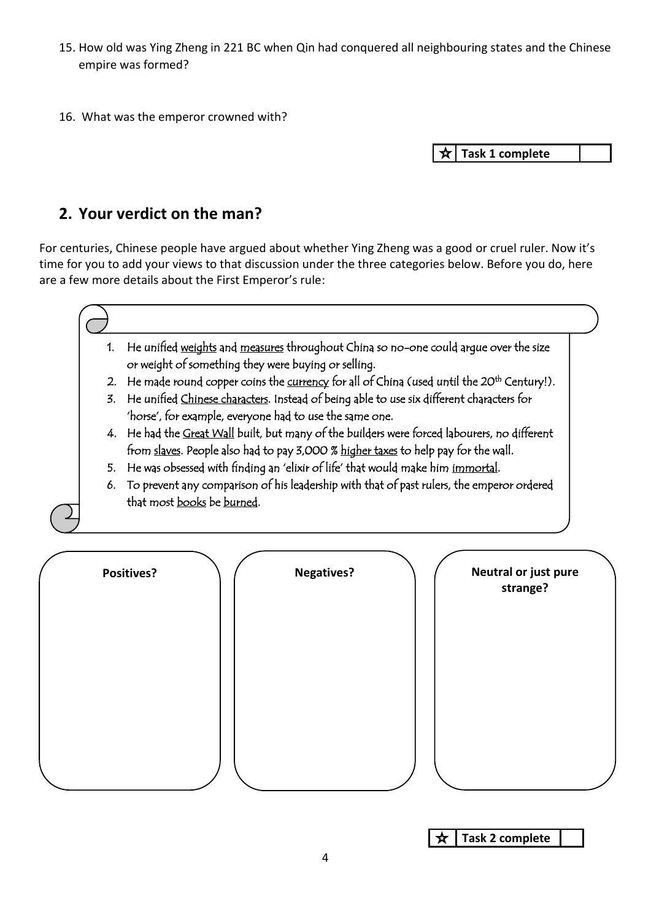15. How old was Ying Zheng in 221 BC when Qin had conquered all neighbouring states and the Chinese empire was formed?

16. What was the emperor crowned with?

| ☆ | Task 1 complete | |
|---|---|---|

## 2. Your verdict on the man?

For centuries, Chinese people have argued about whether Ying Zheng was a good or cruel ruler. Now it's time for you to add your views to that discussion under the three categories below. Before you do, here are a few more details about the First Emperor's rule:

1. He unified weights and measures throughout China so no-one could argue over the size or weight of something they were buying or selling.
2. He made round copper coins the currency for all of China (used until the 20th Century!).
3. He unified Chinese characters. Instead of being able to use six different characters for 'horse', for example, everyone had to use the same one.
4. He had the Great Wall built, but many of the builders were forced labourers, no different from slaves. People also had to pay 3,000 % higher taxes to help pay for the wall.
5. He was obsessed with finding an 'elixir of life' that would make him immortal.
6. To prevent any comparison of his leadership with that of past rulers, the emperor ordered that most books be burned.

| Positives? | Negatives? | Neutral or just pure strange? |
|---|---|---|
| | | |

| ☆ | Task 2 complete | |
|---|---|---|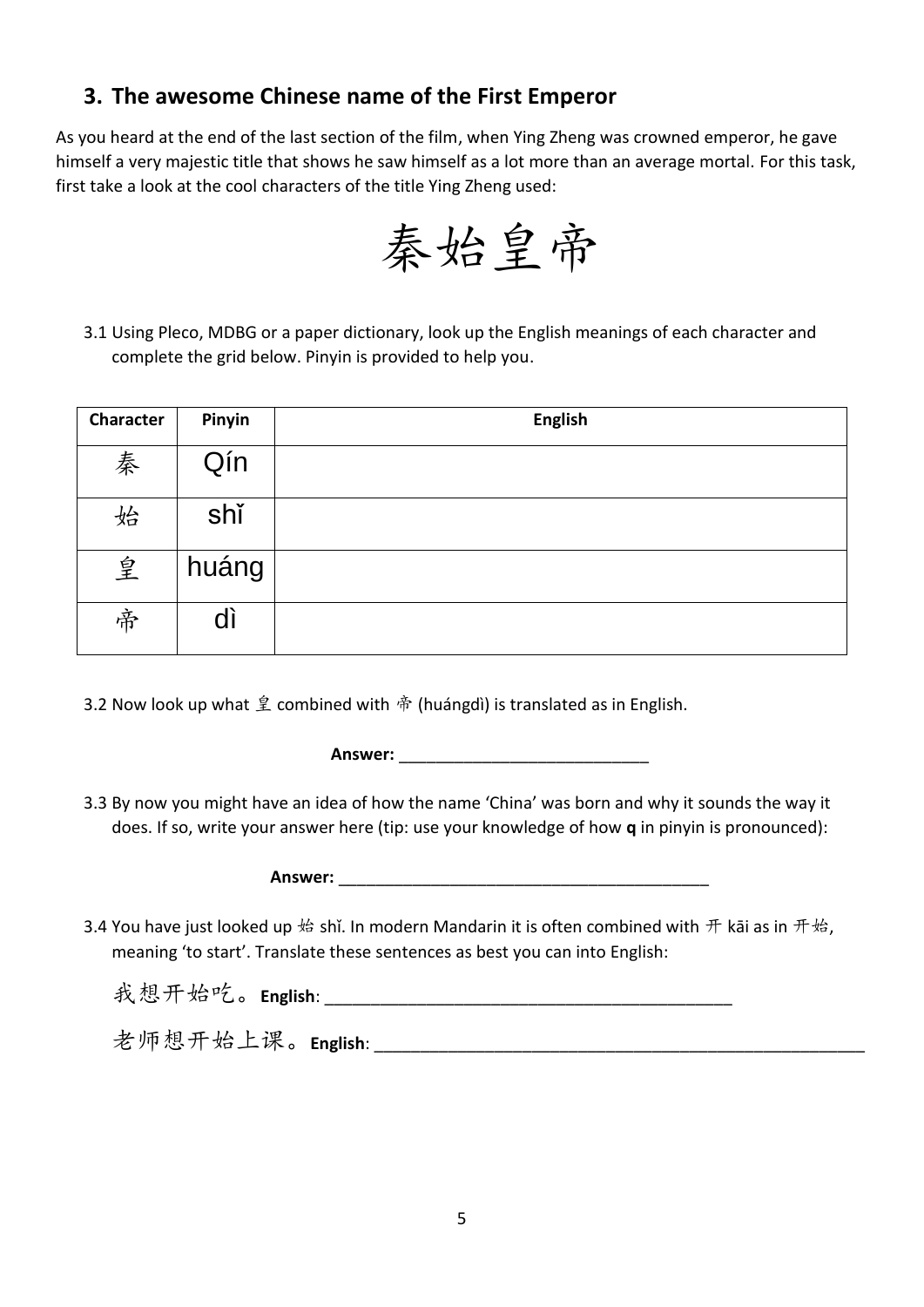## 3. The awesome Chinese name of the First Emperor

As you heard at the end of the last section of the film, when Ying Zheng was crowned emperor, he gave himself a very majestic title that shows he saw himself as a lot more than an average mortal. For this task, first take a look at the cool characters of the title Ying Zheng used:

# 秦始皇帝

3.1 Using Pleco, MDBG or a paper dictionary, look up the English meanings of each character and complete the grid below. Pinyin is provided to help you.

| Character | Pinyin | English |
|---|---|---|
| 秦 | Qín | |
| 始 | shǐ | |
| 皇 | huáng | |
| 帝 | dì | |

3.2 Now look up what 皇 combined with 帝 (huángdì) is translated as in English.

**Answer:** ___________________________

3.3 By now you might have an idea of how the name 'China' was born and why it sounds the way it does. If so, write your answer here (tip: use your knowledge of how **q** in pinyin is pronounced):

**Answer:** ________________________________________

3.4 You have just looked up 始 shǐ. In modern Mandarin it is often combined with 开 kāi as in 开始, meaning 'to start'. Translate these sentences as best you can into English:

我想开始吃。**English**: ____________________________________________

老师想开始上课。**English**: _____________________________________________________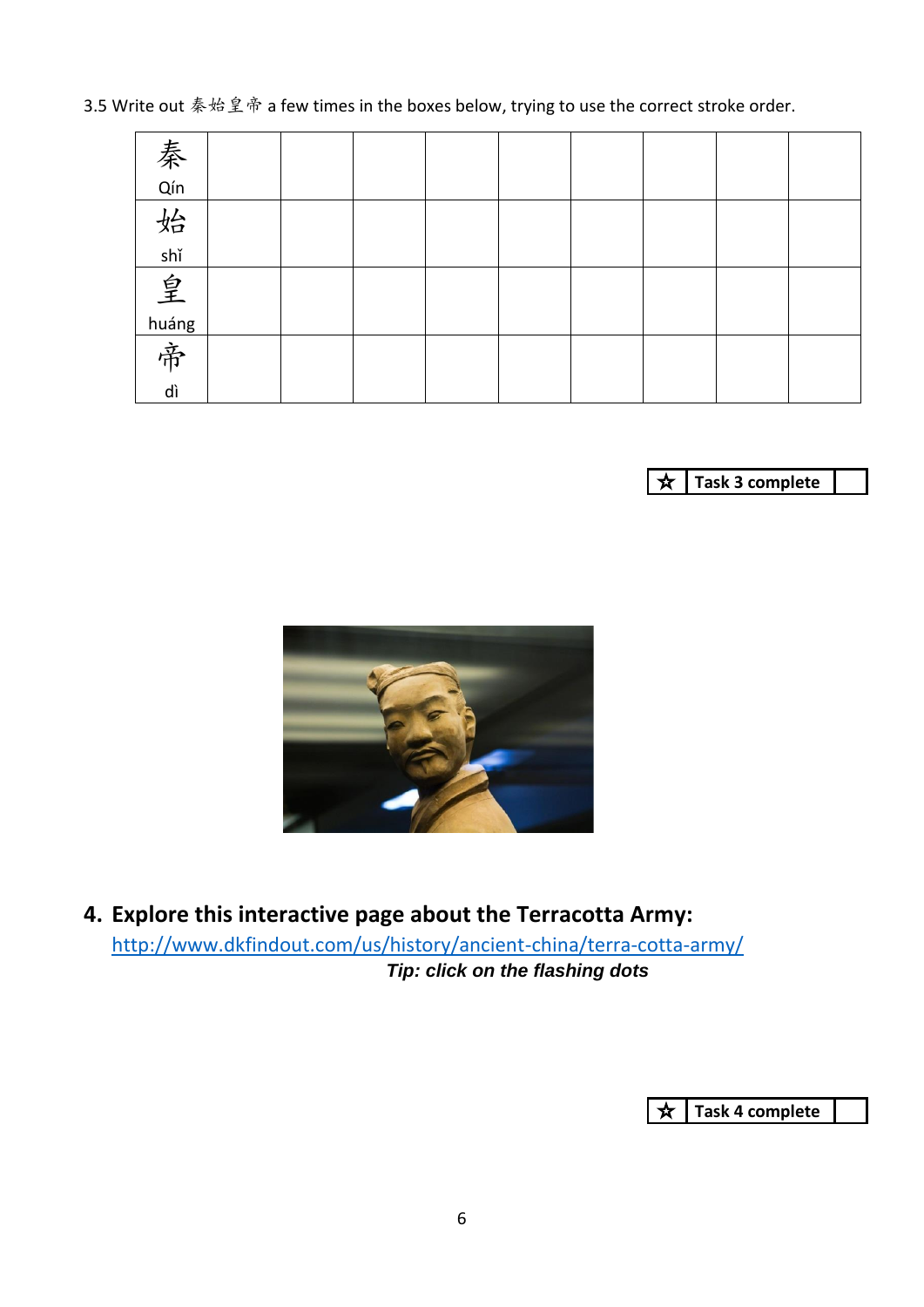3.5 Write out 秦始皇帝 a few times in the boxes below, trying to use the correct stroke order.

| | | | | | | | | | |
|---|---|---|---|---|---|---|---|---|---|
| 秦 Qín | | | | | | | | | |
| 始 shǐ | | | | | | | | | |
| 皇 huáng | | | | | | | | | |
| 帝 dì | | | | | | | | | |

| ☆ | Task 3 complete | |
|---|---|---|

## 4. Explore this interactive page about the Terracotta Army:

http://www.dkfindout.com/us/history/ancient-china/terra-cotta-army/

***Tip: click on the flashing dots***

| ☆ | Task 4 complete | |
|---|---|---|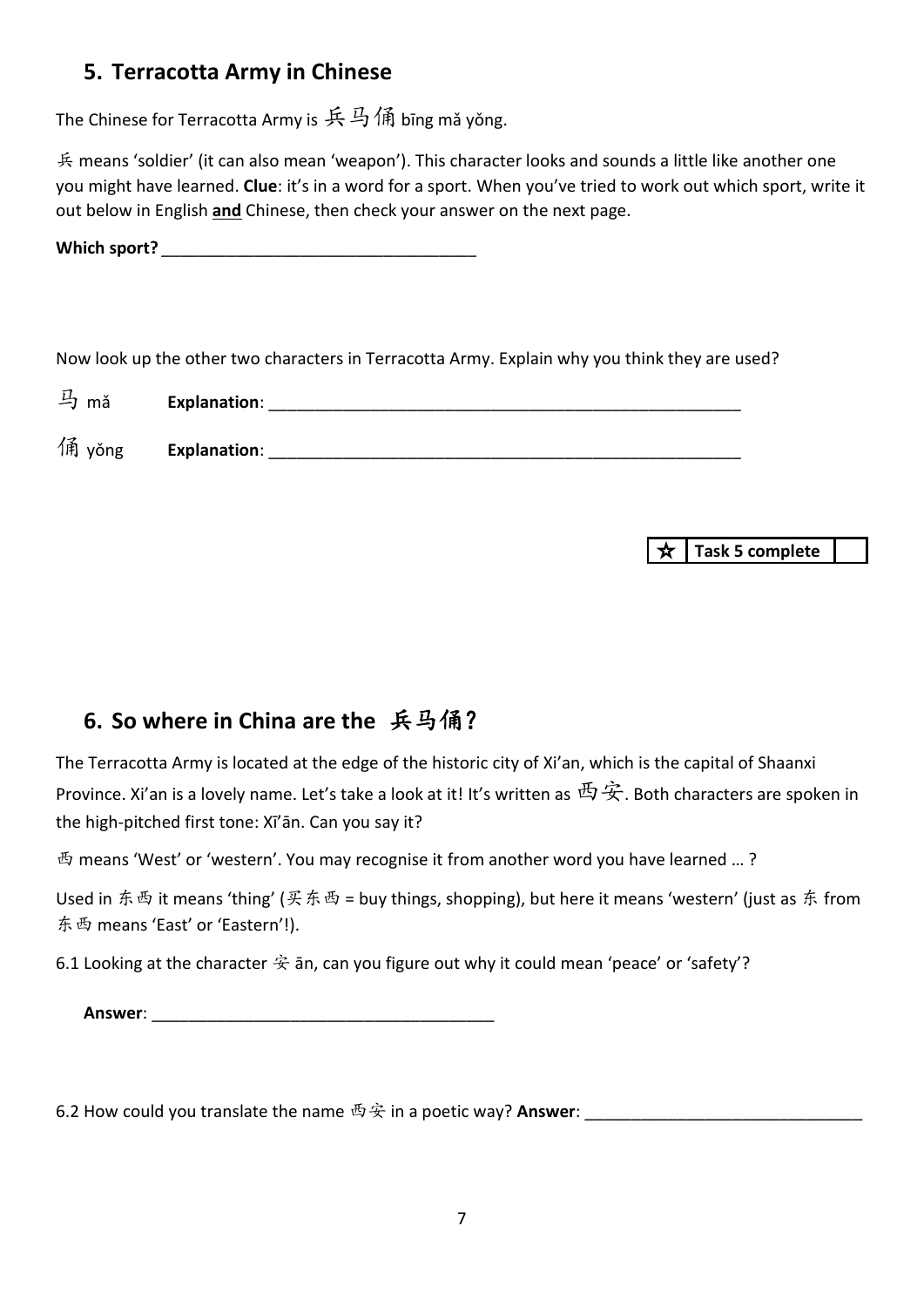## 5. Terracotta Army in Chinese

The Chinese for Terracotta Army is 兵马俑 bīng mǎ yǒng.

兵 means 'soldier' (it can also mean 'weapon'). This character looks and sounds a little like another one you might have learned. **Clue**: it's in a word for a sport. When you've tried to work out which sport, write it out below in English **and** Chinese, then check your answer on the next page.

**Which sport?** __________________________________

Now look up the other two characters in Terracotta Army. Explain why you think they are used?

马 mǎ **Explanation**: ______________________________________________________

俑 yǒng **Explanation**: ______________________________________________________

| ☆ | Task 5 complete | |
|---|---|---|

## 6. So where in China are the 兵马俑?

The Terracotta Army is located at the edge of the historic city of Xi'an, which is the capital of Shaanxi Province. Xi'an is a lovely name. Let's take a look at it! It's written as 西安. Both characters are spoken in the high-pitched first tone: Xī'ān. Can you say it?

西 means 'West' or 'western'. You may recognise it from another word you have learned … ?

Used in 东西 it means 'thing' (买东西 = buy things, shopping), but here it means 'western' (just as 东 from 东西 means 'East' or 'Eastern'!).

6.1 Looking at the character 安 ān, can you figure out why it could mean 'peace' or 'safety'?

**Answer**: ______________________________________

6.2 How could you translate the name 西安 in a poetic way? **Answer**: ______________________________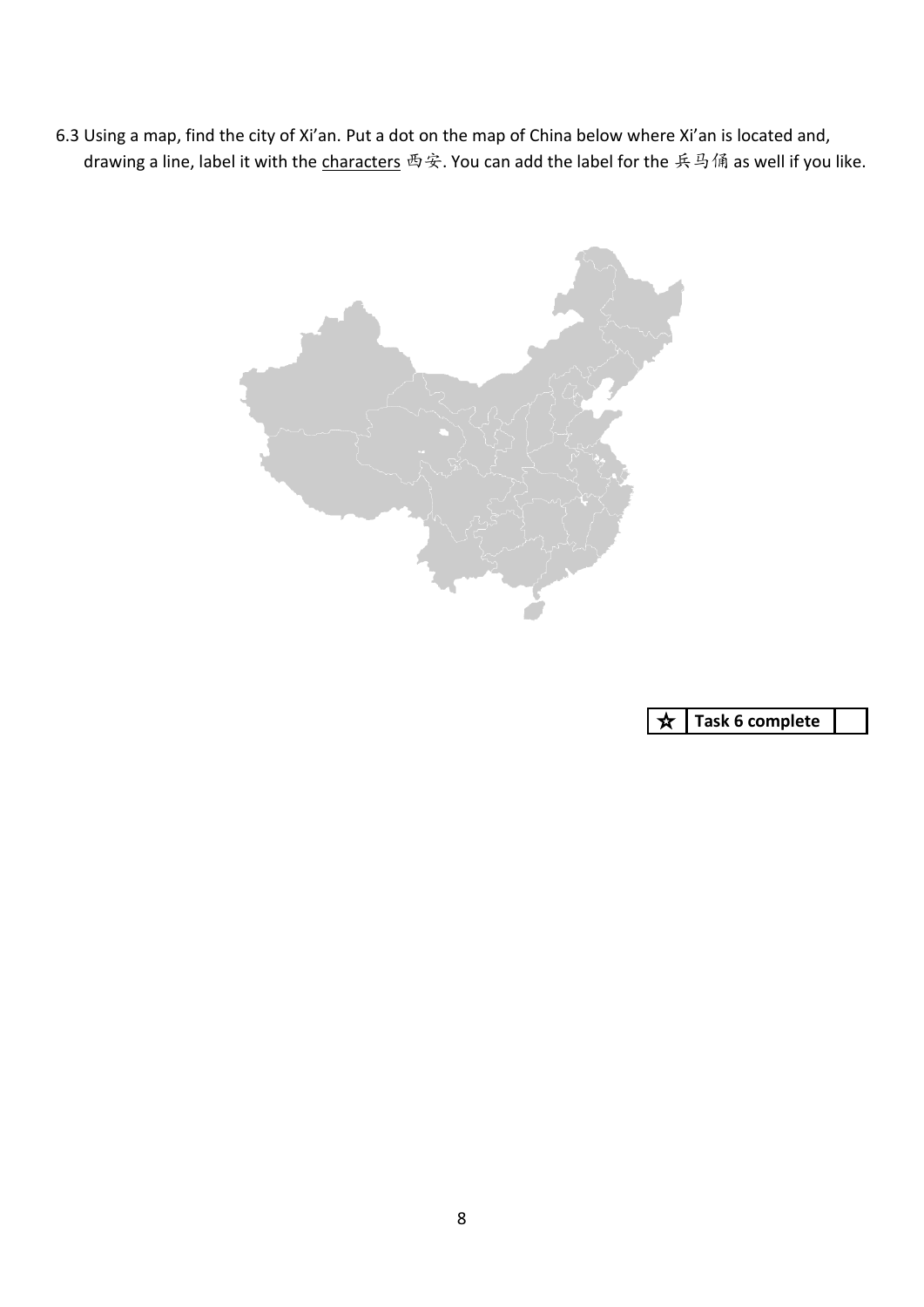6.3 Using a map, find the city of Xi'an. Put a dot on the map of China below where Xi'an is located and, drawing a line, label it with the <u>characters</u> 西安. You can add the label for the 兵马俑 as well if you like.

| ☆ | **Task 6 complete** | |
|---|---|---|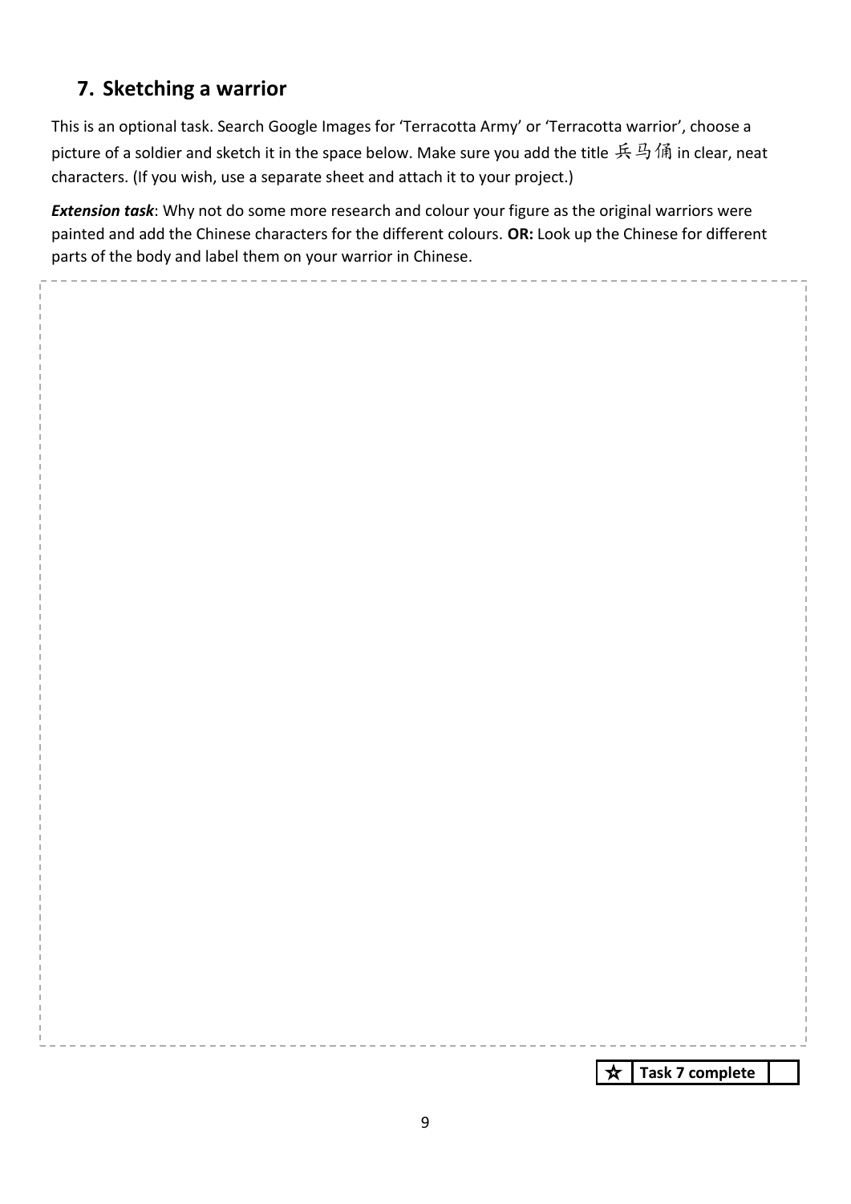## 7. Sketching a warrior

This is an optional task. Search Google Images for 'Terracotta Army' or 'Terracotta warrior', choose a picture of a soldier and sketch it in the space below. Make sure you add the title 兵马俑 in clear, neat characters. (If you wish, use a separate sheet and attach it to your project.)

***Extension task***: Why not do some more research and colour your figure as the original warriors were painted and add the Chinese characters for the different colours. **OR:** Look up the Chinese for different parts of the body and label them on your warrior in Chinese.

| ☆ | **Task 7 complete** | |
|---|---|---|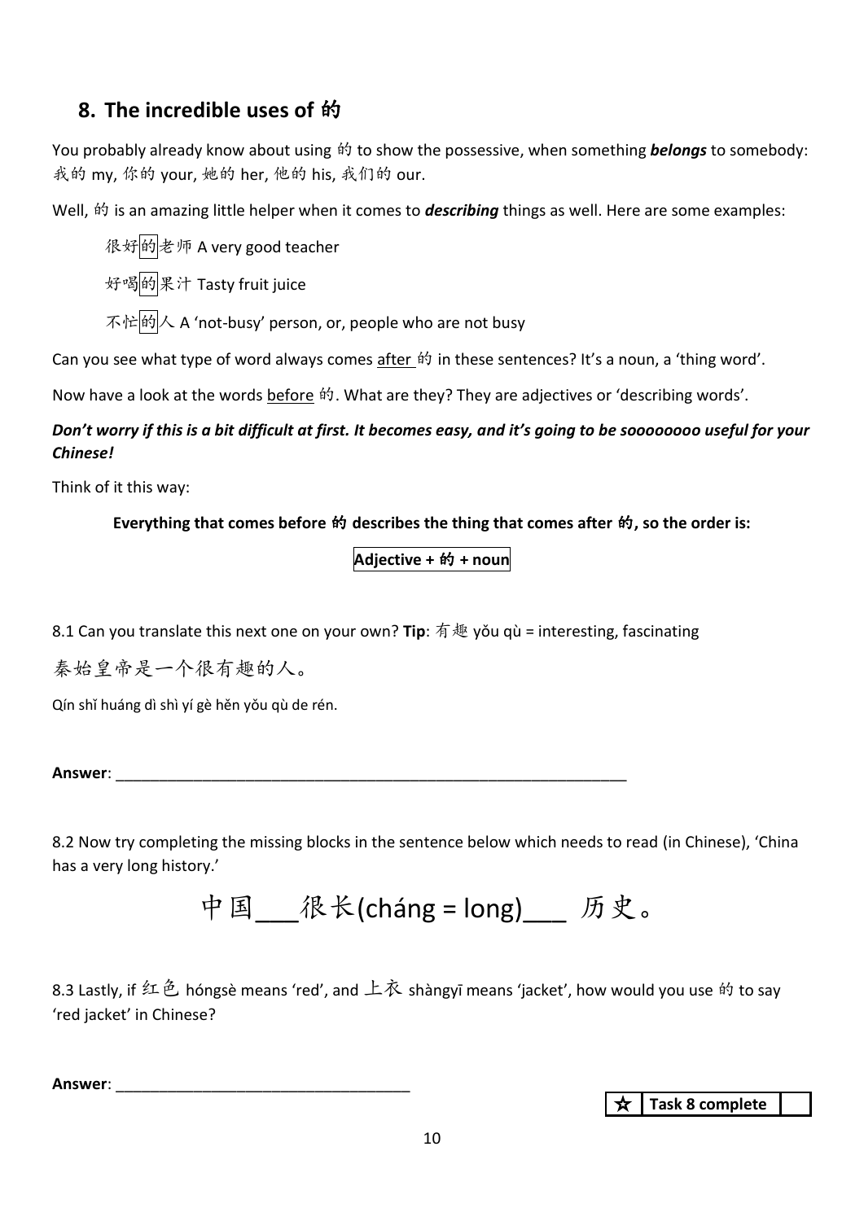## 8. The incredible uses of 的

You probably already know about using 的 to show the possessive, when something ***belongs*** to somebody: 我的 my, 你的 your, 她的 her, 他的 his, 我们的 our.

Well, 的 is an amazing little helper when it comes to ***describing*** things as well. Here are some examples:

很好的老师 A very good teacher

好喝的果汁 Tasty fruit juice

不忙的人 A 'not-busy' person, or, people who are not busy

Can you see what type of word always comes after 的 in these sentences? It's a noun, a 'thing word'.

Now have a look at the words before 的. What are they? They are adjectives or 'describing words'.

***Don't worry if this is a bit difficult at first. It becomes easy, and it's going to be soooooooo useful for your Chinese!***

Think of it this way:

**Everything that comes before 的 describes the thing that comes after 的, so the order is:**

**Adjective + 的 + noun**

8.1 Can you translate this next one on your own? **Tip**: 有趣 yǒu qù = interesting, fascinating

秦始皇帝是一个很有趣的人。

Qín shǐ huáng dì shì yí gè hěn yǒu qù de rén.

**Answer**: ______________________________________________________________

8.2 Now try completing the missing blocks in the sentence below which needs to read (in Chinese), 'China has a very long history.'

中国___很长(cháng = long)___ 历史。

8.3 Lastly, if 红色 hóngsè means 'red', and 上衣 shàngyī means 'jacket', how would you use 的 to say 'red jacket' in Chinese?

**Answer**: __________________________________

| ☆ | Task 8 complete | |
|---|---|---|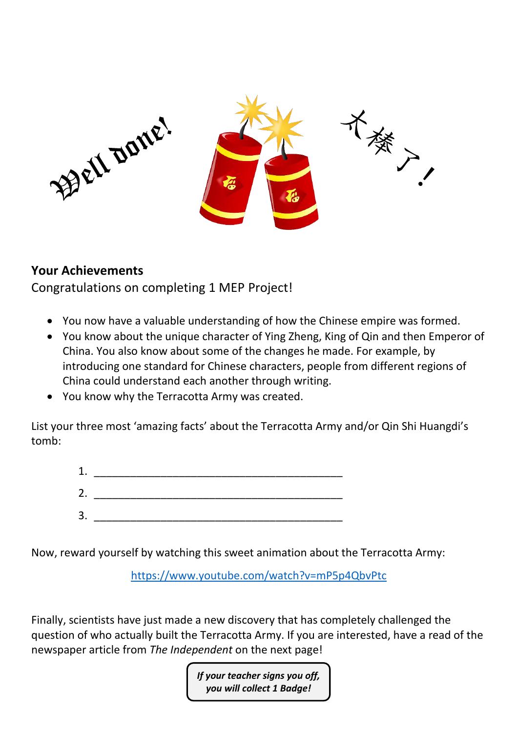Well done! 太棒了！

**Your Achievements**

Congratulations on completing 1 MEP Project!

- You now have a valuable understanding of how the Chinese empire was formed.
- You know about the unique character of Ying Zheng, King of Qin and then Emperor of China. You also know about some of the changes he made. For example, by introducing one standard for Chinese characters, people from different regions of China could understand each another through writing.
- You know why the Terracotta Army was created.

List your three most 'amazing facts' about the Terracotta Army and/or Qin Shi Huangdi's tomb:

1. ________________________________________
2. ________________________________________
3. ________________________________________

Now, reward yourself by watching this sweet animation about the Terracotta Army:

https://www.youtube.com/watch?v=mP5p4QbvPtc

Finally, scientists have just made a new discovery that has completely challenged the question of who actually built the Terracotta Army. If you are interested, have a read of the newspaper article from *The Independent* on the next page!

***If your teacher signs you off, you will collect 1 Badge!***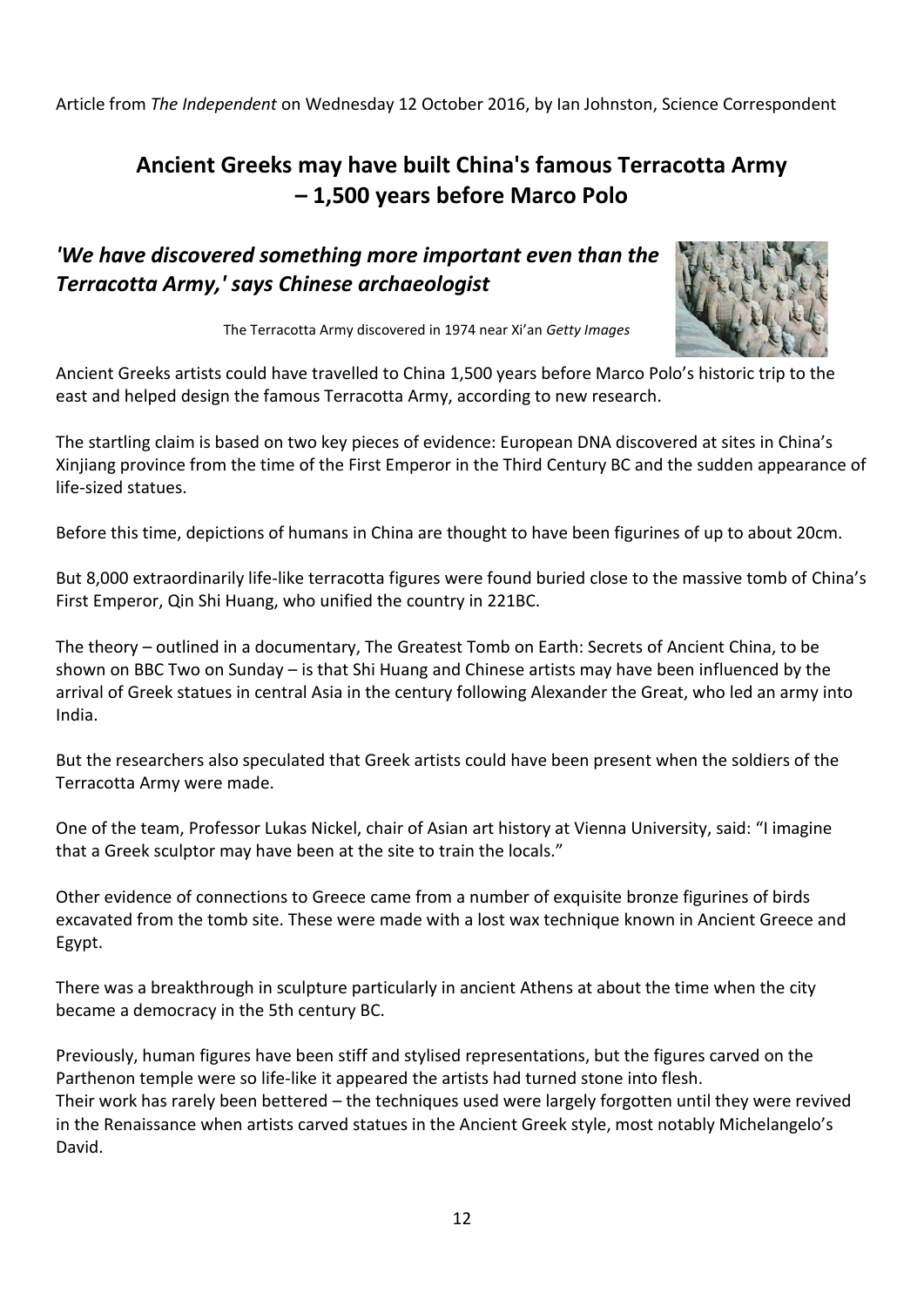Article from *The Independent* on Wednesday 12 October 2016, by Ian Johnston, Science Correspondent

# Ancient Greeks may have built China's famous Terracotta Army – 1,500 years before Marco Polo

## *'We have discovered something more important even than the Terracotta Army,' says Chinese archaeologist*

The Terracotta Army discovered in 1974 near Xi'an *Getty Images*

Ancient Greeks artists could have travelled to China 1,500 years before Marco Polo's historic trip to the east and helped design the famous Terracotta Army, according to new research.

The startling claim is based on two key pieces of evidence: European DNA discovered at sites in China's Xinjiang province from the time of the First Emperor in the Third Century BC and the sudden appearance of life-sized statues.

Before this time, depictions of humans in China are thought to have been figurines of up to about 20cm.

But 8,000 extraordinarily life-like terracotta figures were found buried close to the massive tomb of China's First Emperor, Qin Shi Huang, who unified the country in 221BC.

The theory – outlined in a documentary, The Greatest Tomb on Earth: Secrets of Ancient China, to be shown on BBC Two on Sunday – is that Shi Huang and Chinese artists may have been influenced by the arrival of Greek statues in central Asia in the century following Alexander the Great, who led an army into India.

But the researchers also speculated that Greek artists could have been present when the soldiers of the Terracotta Army were made.

One of the team, Professor Lukas Nickel, chair of Asian art history at Vienna University, said: "I imagine that a Greek sculptor may have been at the site to train the locals."

Other evidence of connections to Greece came from a number of exquisite bronze figurines of birds excavated from the tomb site. These were made with a lost wax technique known in Ancient Greece and Egypt.

There was a breakthrough in sculpture particularly in ancient Athens at about the time when the city became a democracy in the 5th century BC.

Previously, human figures have been stiff and stylised representations, but the figures carved on the Parthenon temple were so life-like it appeared the artists had turned stone into flesh.
Their work has rarely been bettered – the techniques used were largely forgotten until they were revived in the Renaissance when artists carved statues in the Ancient Greek style, most notably Michelangelo's David.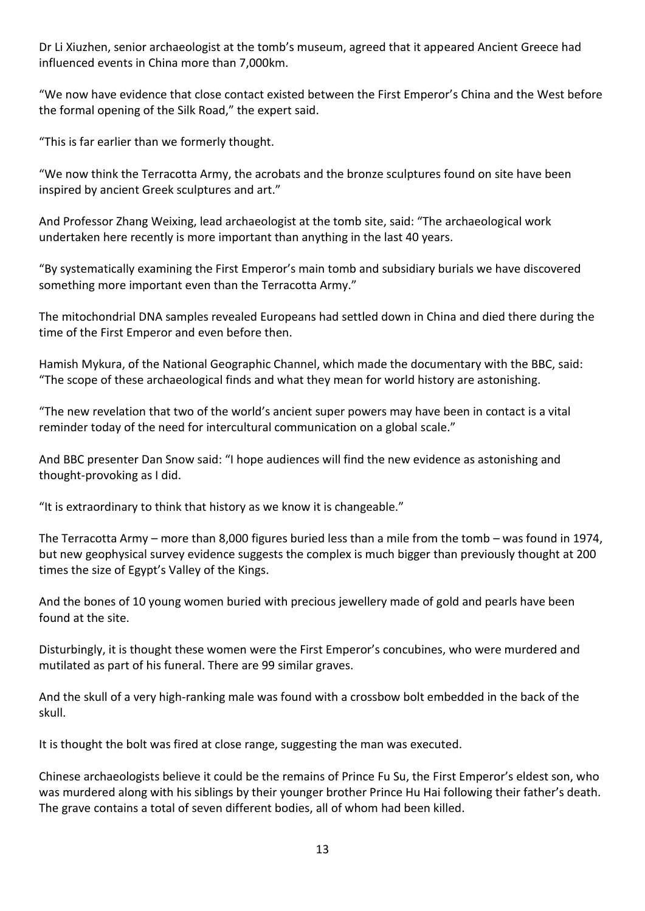Dr Li Xiuzhen, senior archaeologist at the tomb's museum, agreed that it appeared Ancient Greece had influenced events in China more than 7,000km.

"We now have evidence that close contact existed between the First Emperor's China and the West before the formal opening of the Silk Road," the expert said.

"This is far earlier than we formerly thought.

"We now think the Terracotta Army, the acrobats and the bronze sculptures found on site have been inspired by ancient Greek sculptures and art."

And Professor Zhang Weixing, lead archaeologist at the tomb site, said: "The archaeological work undertaken here recently is more important than anything in the last 40 years.

"By systematically examining the First Emperor's main tomb and subsidiary burials we have discovered something more important even than the Terracotta Army."

The mitochondrial DNA samples revealed Europeans had settled down in China and died there during the time of the First Emperor and even before then.

Hamish Mykura, of the National Geographic Channel, which made the documentary with the BBC, said: "The scope of these archaeological finds and what they mean for world history are astonishing.

"The new revelation that two of the world's ancient super powers may have been in contact is a vital reminder today of the need for intercultural communication on a global scale."

And BBC presenter Dan Snow said: "I hope audiences will find the new evidence as astonishing and thought-provoking as I did.

"It is extraordinary to think that history as we know it is changeable."

The Terracotta Army – more than 8,000 figures buried less than a mile from the tomb – was found in 1974, but new geophysical survey evidence suggests the complex is much bigger than previously thought at 200 times the size of Egypt's Valley of the Kings.

And the bones of 10 young women buried with precious jewellery made of gold and pearls have been found at the site.

Disturbingly, it is thought these women were the First Emperor's concubines, who were murdered and mutilated as part of his funeral. There are 99 similar graves.

And the skull of a very high-ranking male was found with a crossbow bolt embedded in the back of the skull.

It is thought the bolt was fired at close range, suggesting the man was executed.

Chinese archaeologists believe it could be the remains of Prince Fu Su, the First Emperor's eldest son, who was murdered along with his siblings by their younger brother Prince Hu Hai following their father's death. The grave contains a total of seven different bodies, all of whom had been killed.